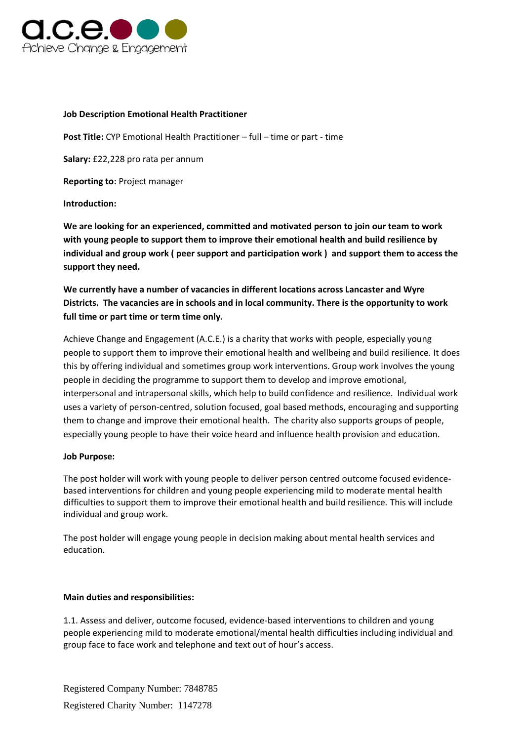a.c.e.
Achieve Change & Engagement

**Job Description Emotional Health Practitioner**

**Post Title:** CYP Emotional Health Practitioner – full – time or part - time

**Salary:** £22,228 pro rata per annum

**Reporting to:** Project manager

**Introduction:**

**We are looking for an experienced, committed and motivated person to join our team to work with young people to support them to improve their emotional health and build resilience by individual and group work ( peer support and participation work ) and support them to access the support they need.**

**We currently have a number of vacancies in different locations across Lancaster and Wyre Districts. The vacancies are in schools and in local community. There is the opportunity to work full time or part time or term time only.**

Achieve Change and Engagement (A.C.E.) is a charity that works with people, especially young people to support them to improve their emotional health and wellbeing and build resilience. It does this by offering individual and sometimes group work interventions. Group work involves the young people in deciding the programme to support them to develop and improve emotional, interpersonal and intrapersonal skills, which help to build confidence and resilience. Individual work uses a variety of person-centred, solution focused, goal based methods, encouraging and supporting them to change and improve their emotional health. The charity also supports groups of people, especially young people to have their voice heard and influence health provision and education.

**Job Purpose:**

The post holder will work with young people to deliver person centred outcome focused evidence-based interventions for children and young people experiencing mild to moderate mental health difficulties to support them to improve their emotional health and build resilience. This will include individual and group work.

The post holder will engage young people in decision making about mental health services and education.

**Main duties and responsibilities:**

1.1. Assess and deliver, outcome focused, evidence-based interventions to children and young people experiencing mild to moderate emotional/mental health difficulties including individual and group face to face work and telephone and text out of hour's access.

Registered Company Number: 7848785

Registered Charity Number: 1147278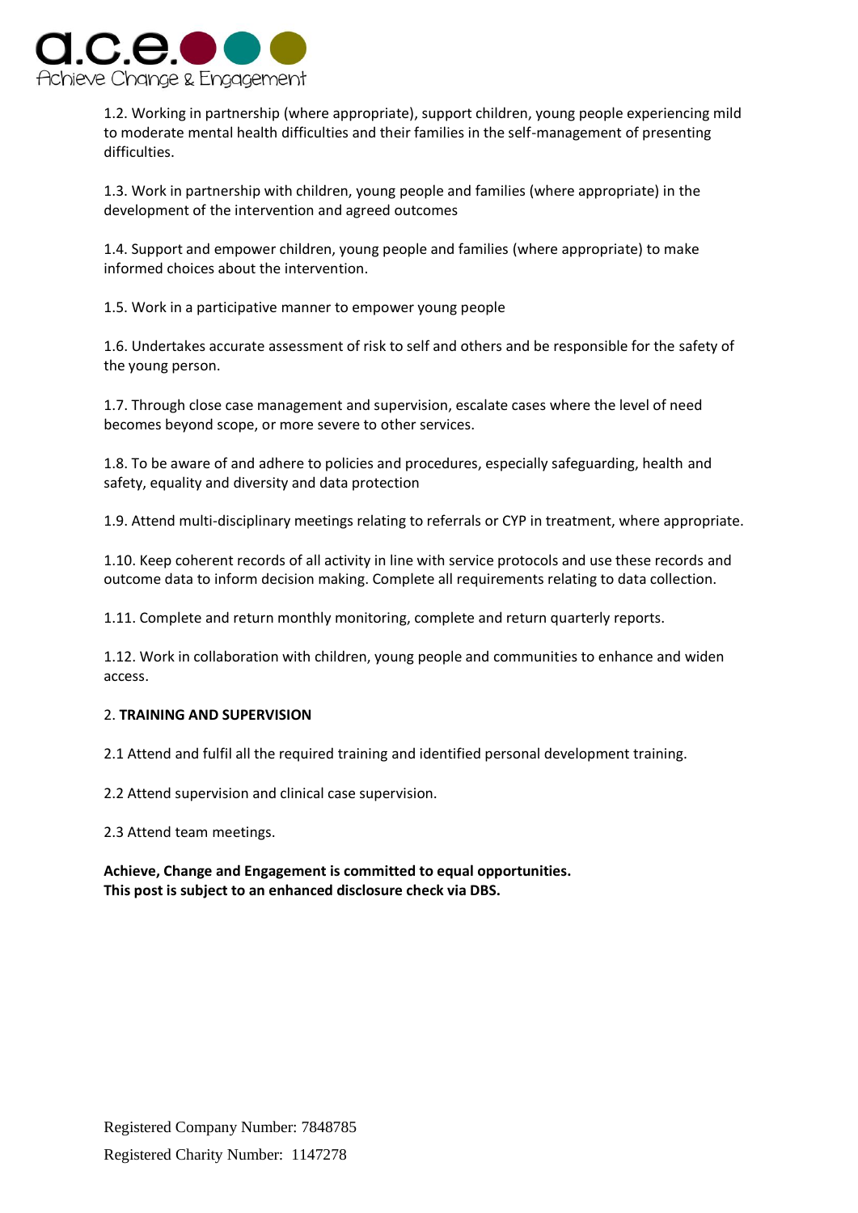1.2. Working in partnership (where appropriate), support children, young people experiencing mild to moderate mental health difficulties and their families in the self-management of presenting difficulties.

1.3. Work in partnership with children, young people and families (where appropriate) in the development of the intervention and agreed outcomes

1.4. Support and empower children, young people and families (where appropriate) to make informed choices about the intervention.

1.5. Work in a participative manner to empower young people

1.6. Undertakes accurate assessment of risk to self and others and be responsible for the safety of the young person.

1.7. Through close case management and supervision, escalate cases where the level of need becomes beyond scope, or more severe to other services.

1.8. To be aware of and adhere to policies and procedures, especially safeguarding, health and safety, equality and diversity and data protection

1.9. Attend multi-disciplinary meetings relating to referrals or CYP in treatment, where appropriate.

1.10. Keep coherent records of all activity in line with service protocols and use these records and outcome data to inform decision making. Complete all requirements relating to data collection.

1.11. Complete and return monthly monitoring, complete and return quarterly reports.

1.12. Work in collaboration with children, young people and communities to enhance and widen access.

2. **TRAINING AND SUPERVISION**

2.1 Attend and fulfil all the required training and identified personal development training.

2.2 Attend supervision and clinical case supervision.

2.3 Attend team meetings.

**Achieve, Change and Engagement is committed to equal opportunities.**
**This post is subject to an enhanced disclosure check via DBS.**

Registered Company Number: 7848785

Registered Charity Number: 1147278